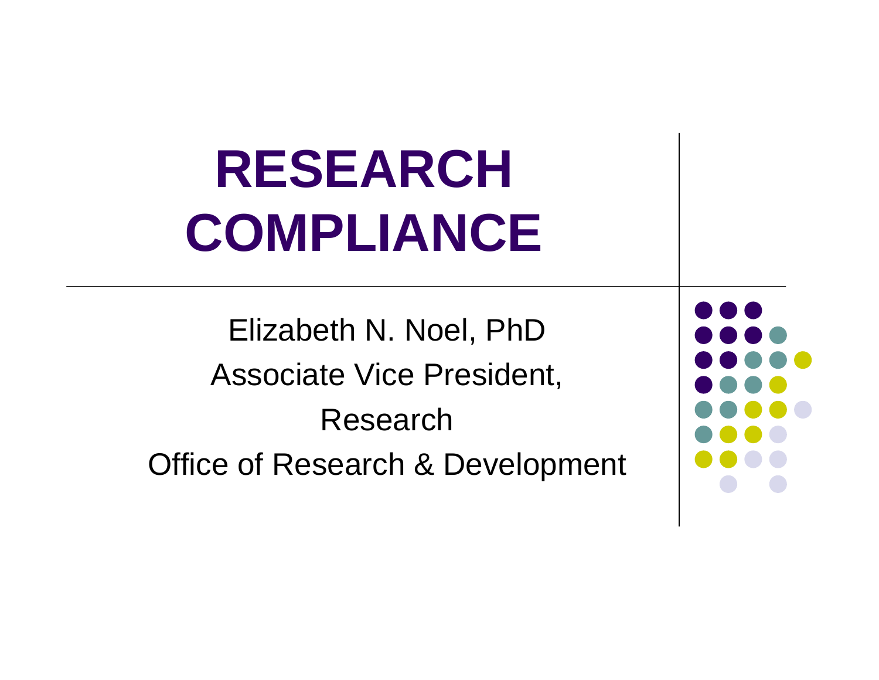# RESEARCH COMPLIANCE

Elizabeth N. Noel, PhD

Associate Vice President, Research

Office of Research & Development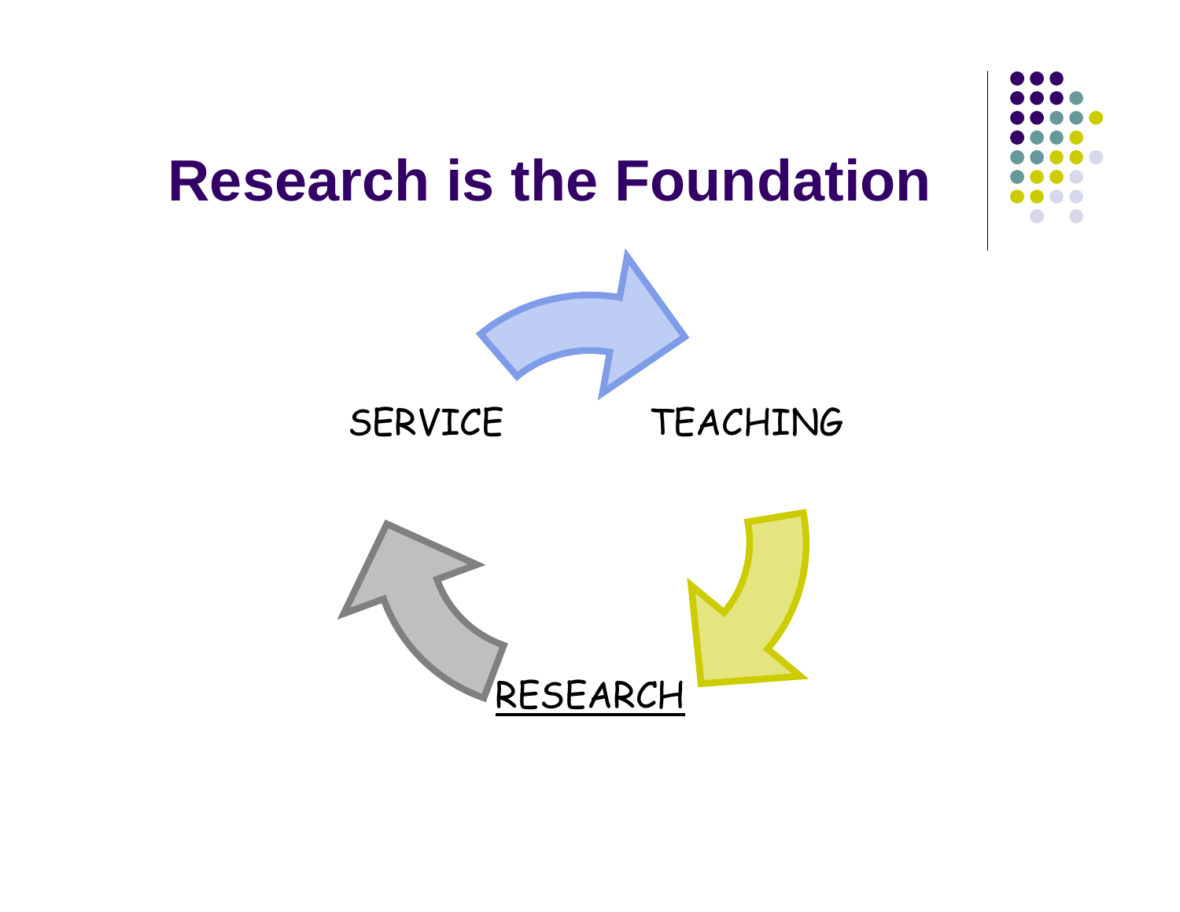# Research is the Foundation

SERVICE

TEACHING

RESEARCH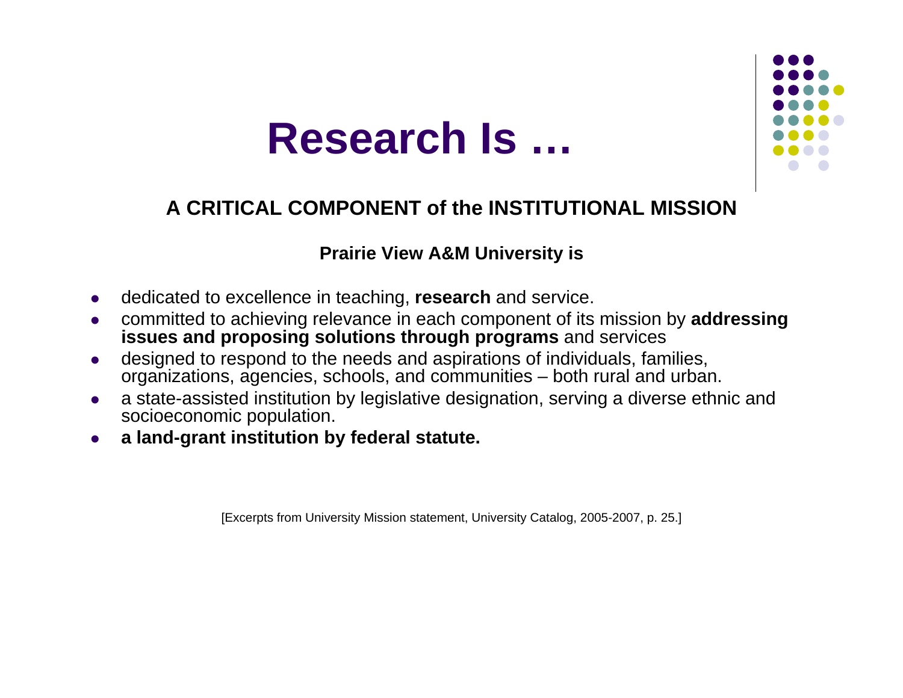# Research Is …

## A CRITICAL COMPONENT of the INSTITUTIONAL MISSION

**Prairie View A&M University is**

- dedicated to excellence in teaching, **research** and service.
- committed to achieving relevance in each component of its mission by **addressing issues and proposing solutions through programs** and services
- designed to respond to the needs and aspirations of individuals, families, organizations, agencies, schools, and communities – both rural and urban.
- a state-assisted institution by legislative designation, serving a diverse ethnic and socioeconomic population.
- **a land-grant institution by federal statute.**

[Excerpts from University Mission statement, University Catalog, 2005-2007, p. 25.]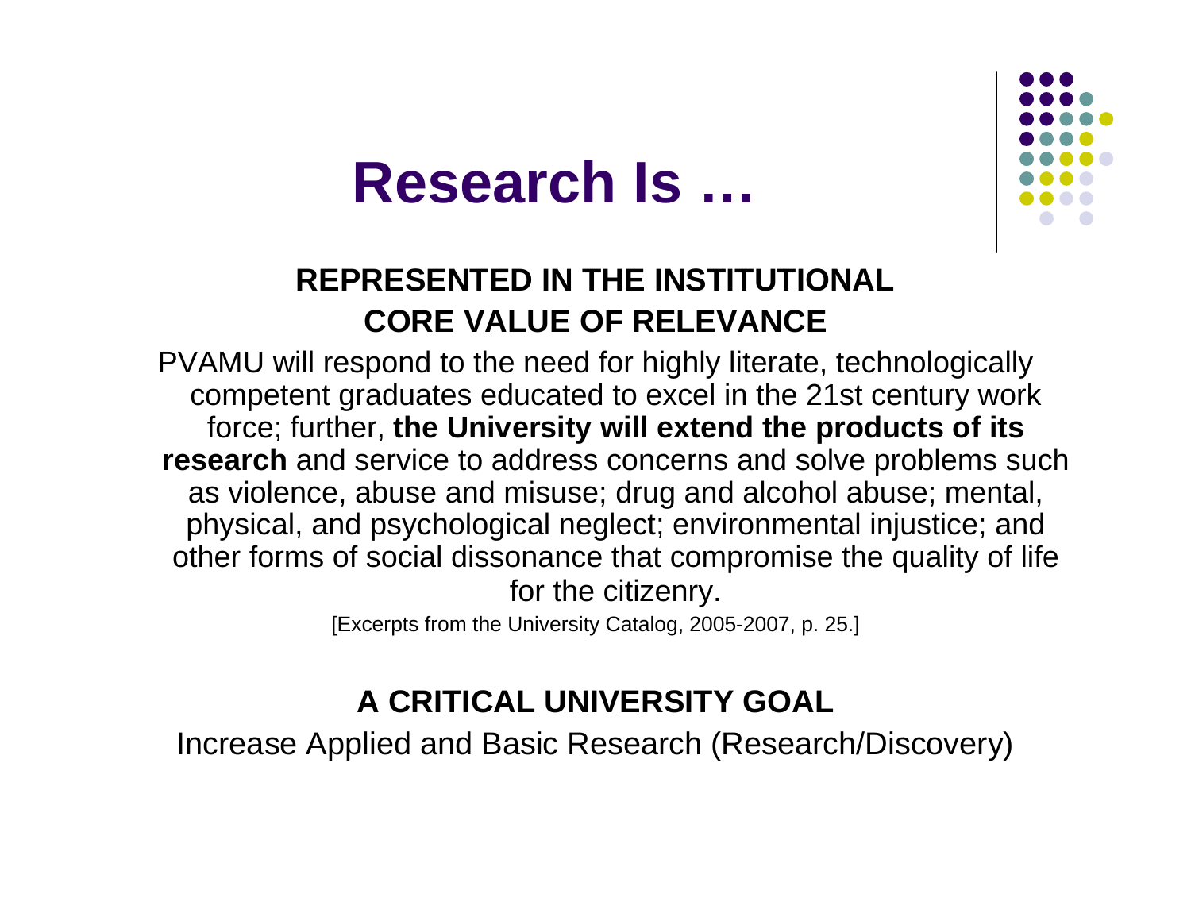# Research Is …

### REPRESENTED IN THE INSTITUTIONAL CORE VALUE OF RELEVANCE

PVAMU will respond to the need for highly literate, technologically competent graduates educated to excel in the 21st century work force; further, **the University will extend the products of its research** and service to address concerns and solve problems such as violence, abuse and misuse; drug and alcohol abuse; mental, physical, and psychological neglect; environmental injustice; and other forms of social dissonance that compromise the quality of life for the citizenry.

[Excerpts from the University Catalog, 2005-2007, p. 25.]

### A CRITICAL UNIVERSITY GOAL

Increase Applied and Basic Research (Research/Discovery)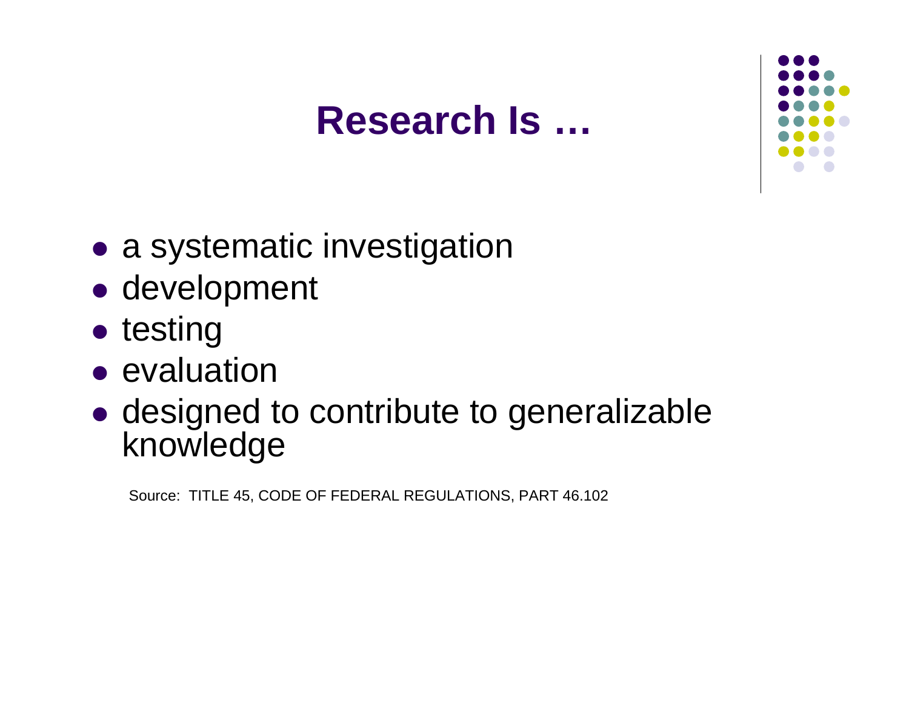# Research Is …

- a systematic investigation
- development
- testing
- evaluation
- designed to contribute to generalizable knowledge

Source: TITLE 45, CODE OF FEDERAL REGULATIONS, PART 46.102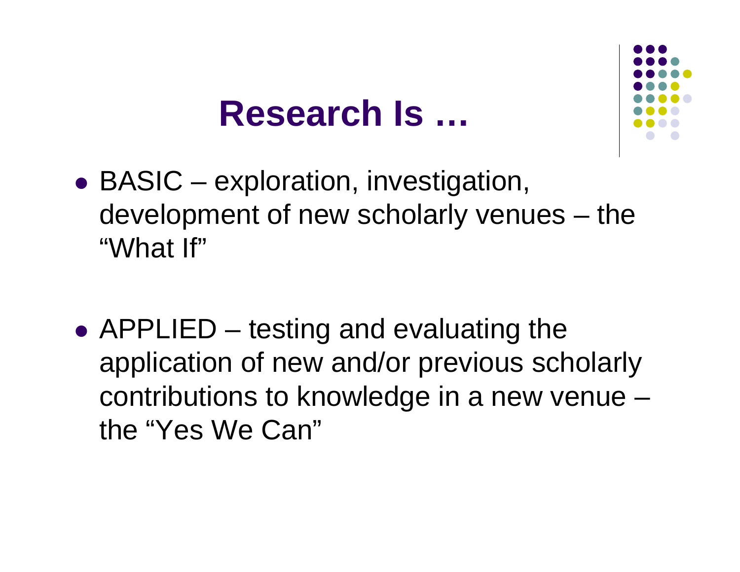# Research Is …

- BASIC – exploration, investigation, development of new scholarly venues – the "What If"

- APPLIED – testing and evaluating the application of new and/or previous scholarly contributions to knowledge in a new venue – the "Yes We Can"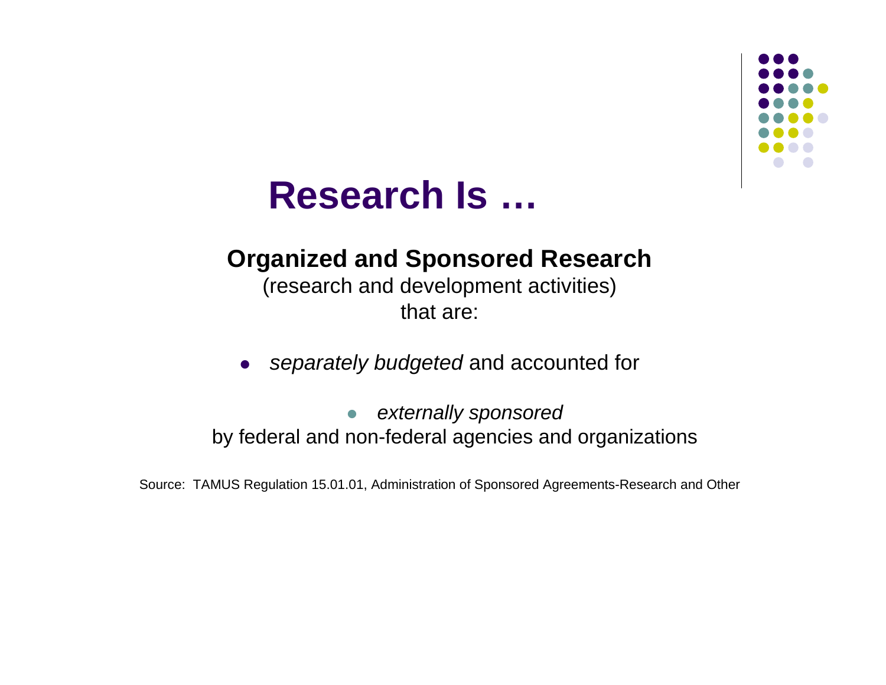# Research Is …

**Organized and Sponsored Research**

(research and development activities)

that are:

- *separately budgeted* and accounted for
- *externally sponsored* by federal and non-federal agencies and organizations

Source: TAMUS Regulation 15.01.01, Administration of Sponsored Agreements-Research and Other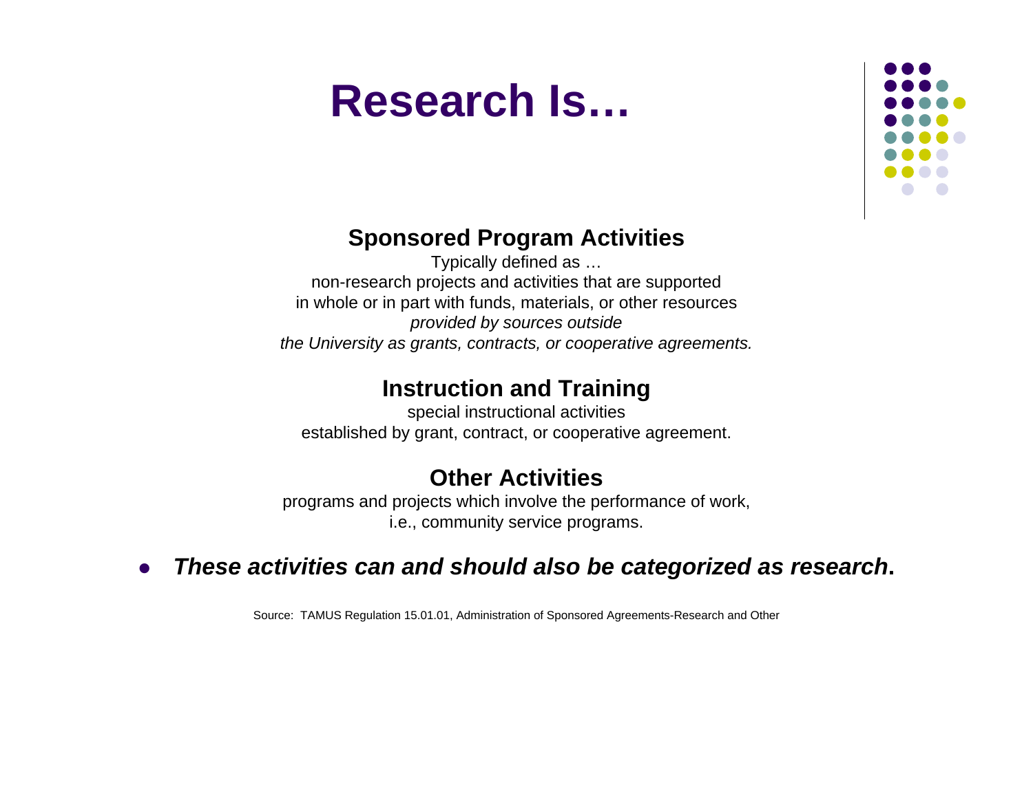# Research Is…

### Sponsored Program Activities

Typically defined as …
non-research projects and activities that are supported
in whole or in part with funds, materials, or other resources
*provided by sources outside*
*the University as grants, contracts, or cooperative agreements.*

### Instruction and Training

special instructional activities
established by grant, contract, or cooperative agreement.

### Other Activities

programs and projects which involve the performance of work,
i.e., community service programs.

- ***These activities can and should also be categorized as research*.**

Source: TAMUS Regulation 15.01.01, Administration of Sponsored Agreements-Research and Other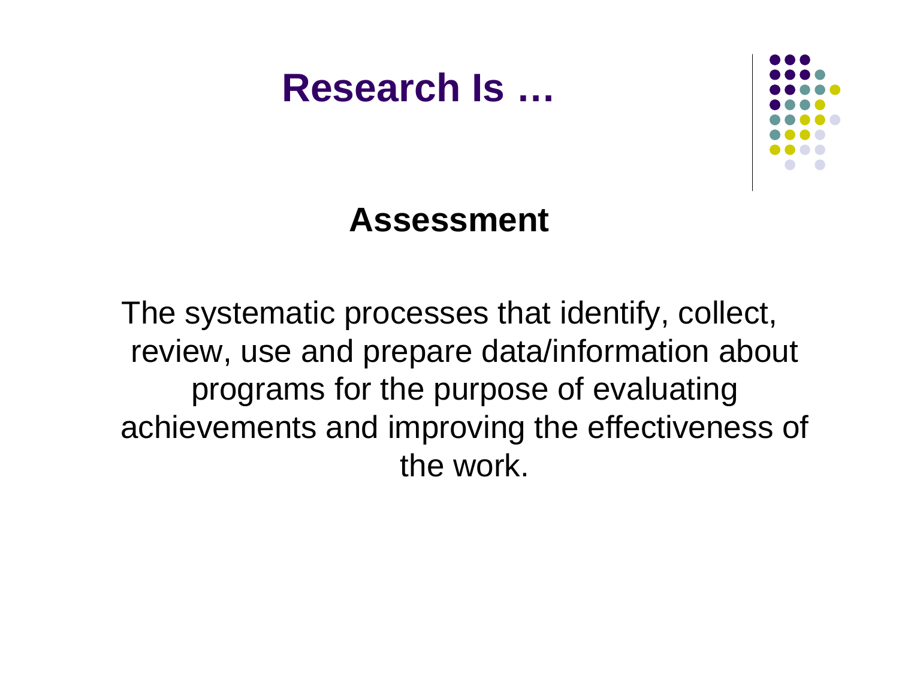# Research Is …

## Assessment

The systematic processes that identify, collect, review, use and prepare data/information about programs for the purpose of evaluating achievements and improving the effectiveness of the work.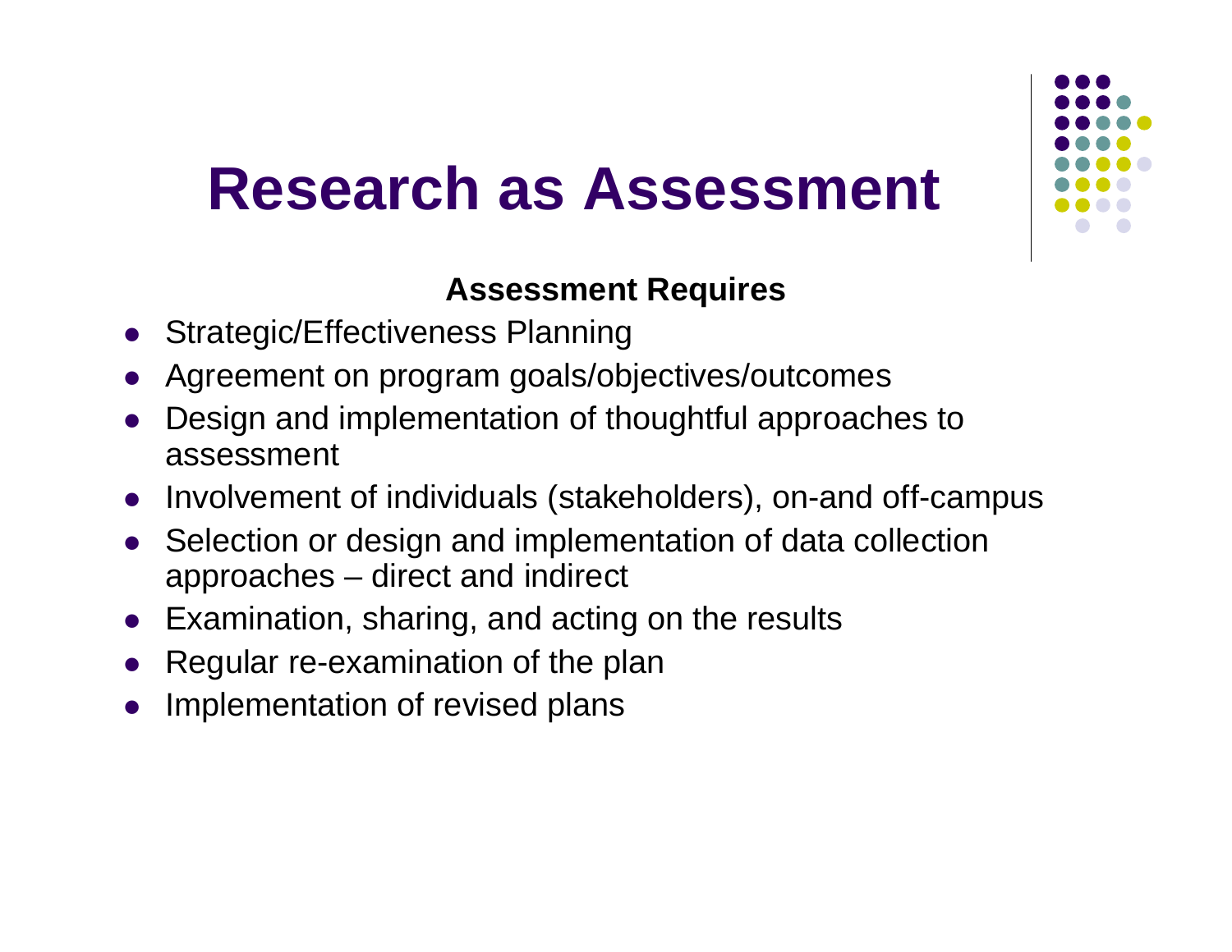# Research as Assessment

**Assessment Requires**

- Strategic/Effectiveness Planning
- Agreement on program goals/objectives/outcomes
- Design and implementation of thoughtful approaches to assessment
- Involvement of individuals (stakeholders), on-and off-campus
- Selection or design and implementation of data collection approaches – direct and indirect
- Examination, sharing, and acting on the results
- Regular re-examination of the plan
- Implementation of revised plans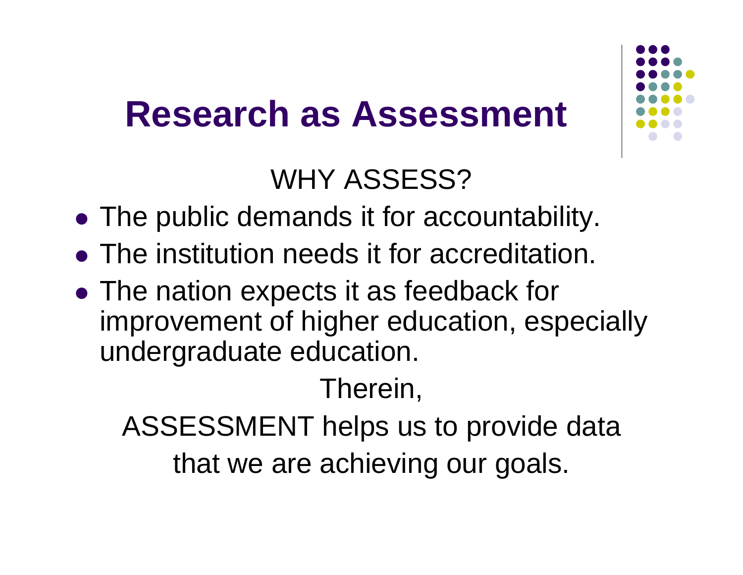# Research as Assessment

WHY ASSESS?

- The public demands it for accountability.
- The institution needs it for accreditation.
- The nation expects it as feedback for improvement of higher education, especially undergraduate education.

Therein,

ASSESSMENT helps us to provide data that we are achieving our goals.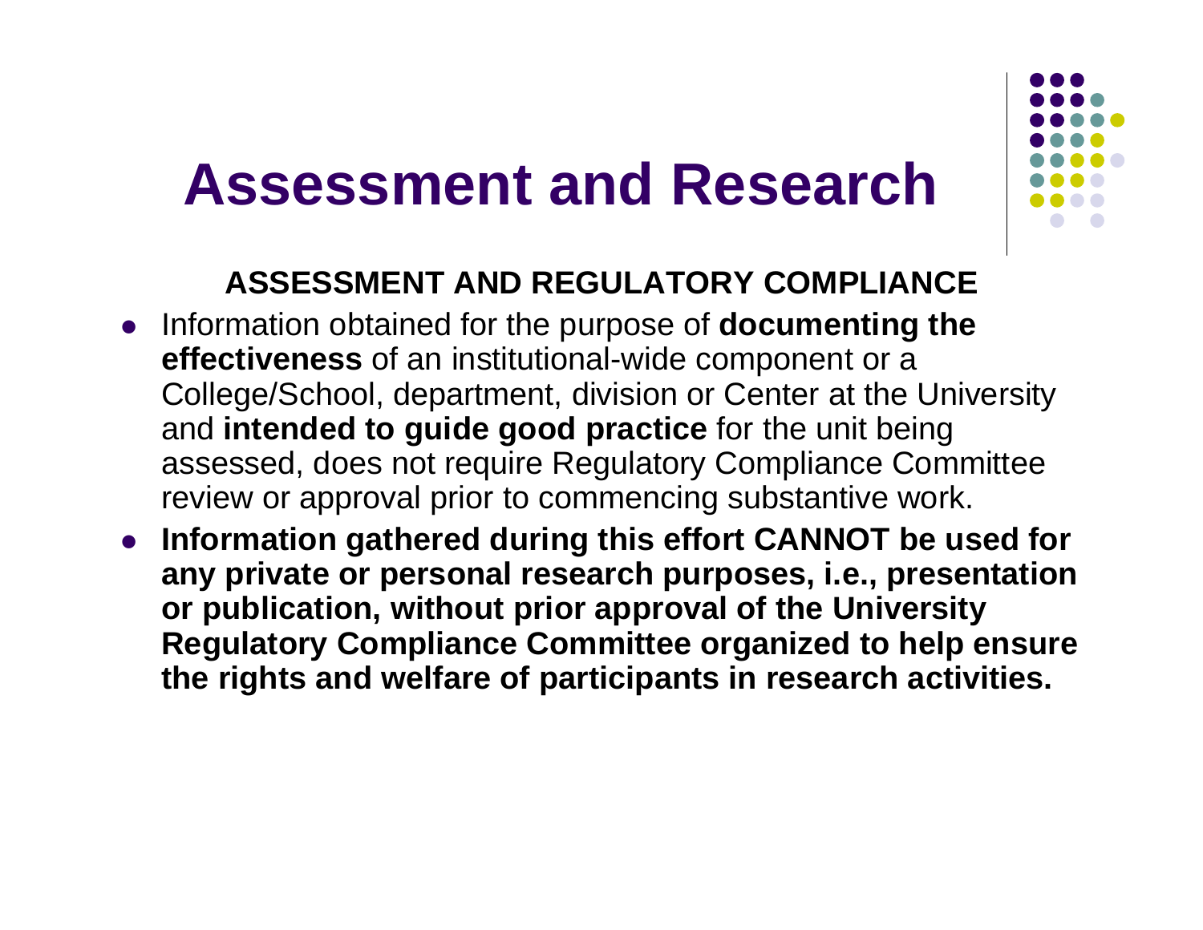# Assessment and Research

### ASSESSMENT AND REGULATORY COMPLIANCE

- Information obtained for the purpose of **documenting the effectiveness** of an institutional-wide component or a College/School, department, division or Center at the University and **intended to guide good practice** for the unit being assessed, does not require Regulatory Compliance Committee review or approval prior to commencing substantive work.
- **Information gathered during this effort CANNOT be used for any private or personal research purposes, i.e., presentation or publication, without prior approval of the University Regulatory Compliance Committee organized to help ensure the rights and welfare of participants in research activities.**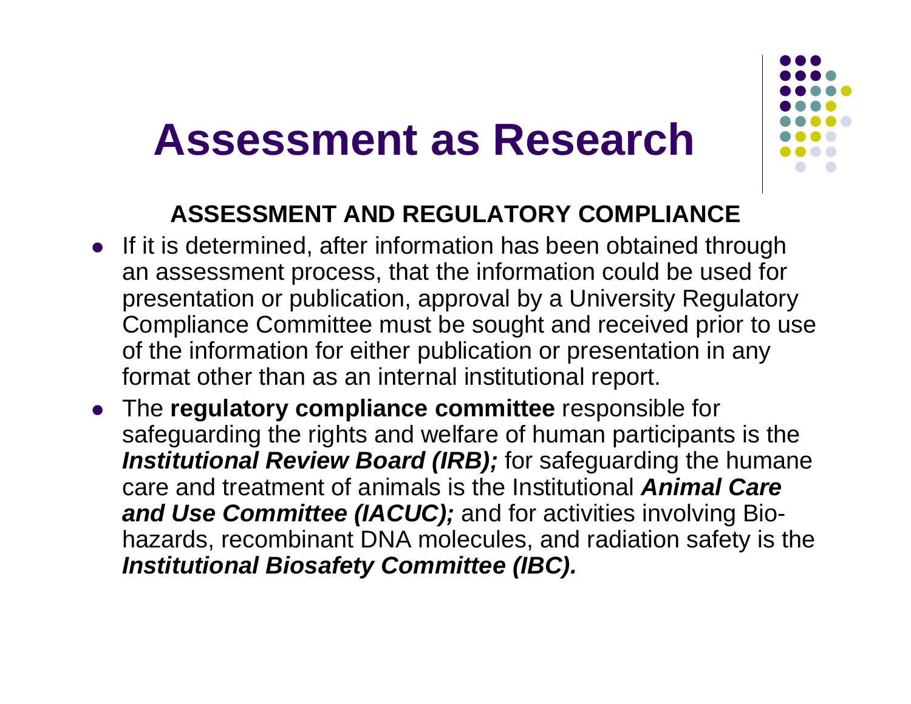# Assessment as Research

**ASSESSMENT AND REGULATORY COMPLIANCE**

- If it is determined, after information has been obtained through an assessment process, that the information could be used for presentation or publication, approval by a University Regulatory Compliance Committee must be sought and received prior to use of the information for either publication or presentation in any format other than as an internal institutional report.
- The **regulatory compliance committee** responsible for safeguarding the rights and welfare of human participants is the ***Institutional Review Board (IRB);*** for safeguarding the humane care and treatment of animals is the Institutional ***Animal Care and Use Committee (IACUC);*** and for activities involving Bio-hazards, recombinant DNA molecules, and radiation safety is the ***Institutional Biosafety Committee (IBC).***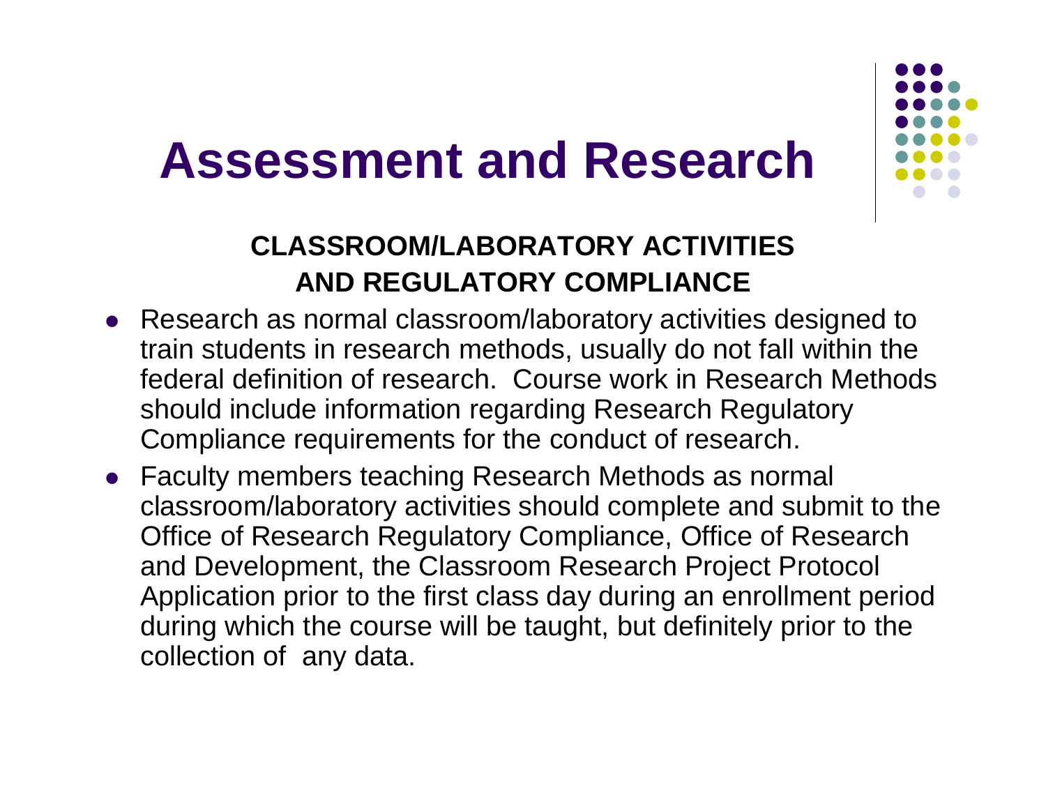# Assessment and Research

**CLASSROOM/LABORATORY ACTIVITIES AND REGULATORY COMPLIANCE**

- Research as normal classroom/laboratory activities designed to train students in research methods, usually do not fall within the federal definition of research. Course work in Research Methods should include information regarding Research Regulatory Compliance requirements for the conduct of research.
- Faculty members teaching Research Methods as normal classroom/laboratory activities should complete and submit to the Office of Research Regulatory Compliance, Office of Research and Development, the Classroom Research Project Protocol Application prior to the first class day during an enrollment period during which the course will be taught, but definitely prior to the collection of any data.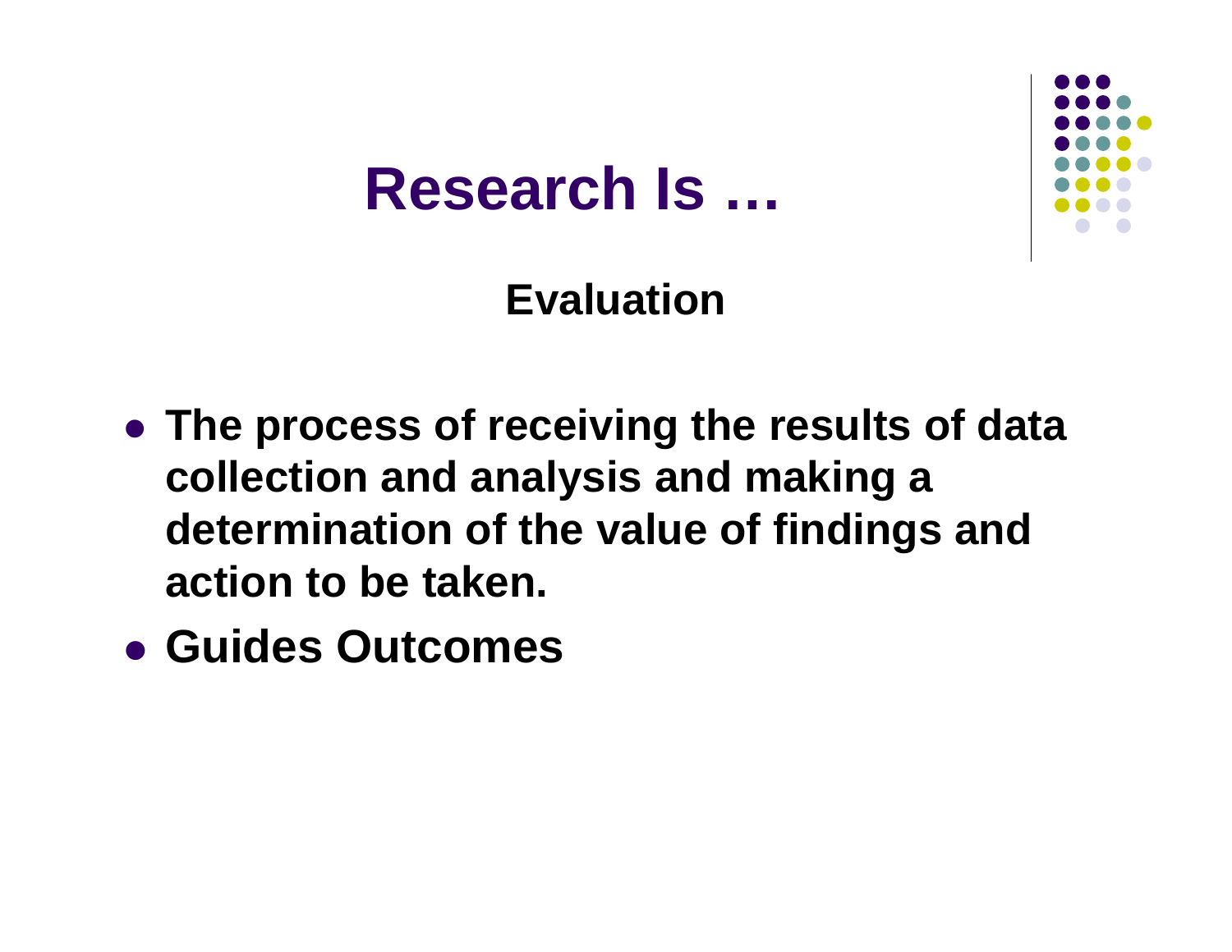# Research Is …

## Evaluation

- **The process of receiving the results of data collection and analysis and making a determination of the value of findings and action to be taken.**
- **Guides Outcomes**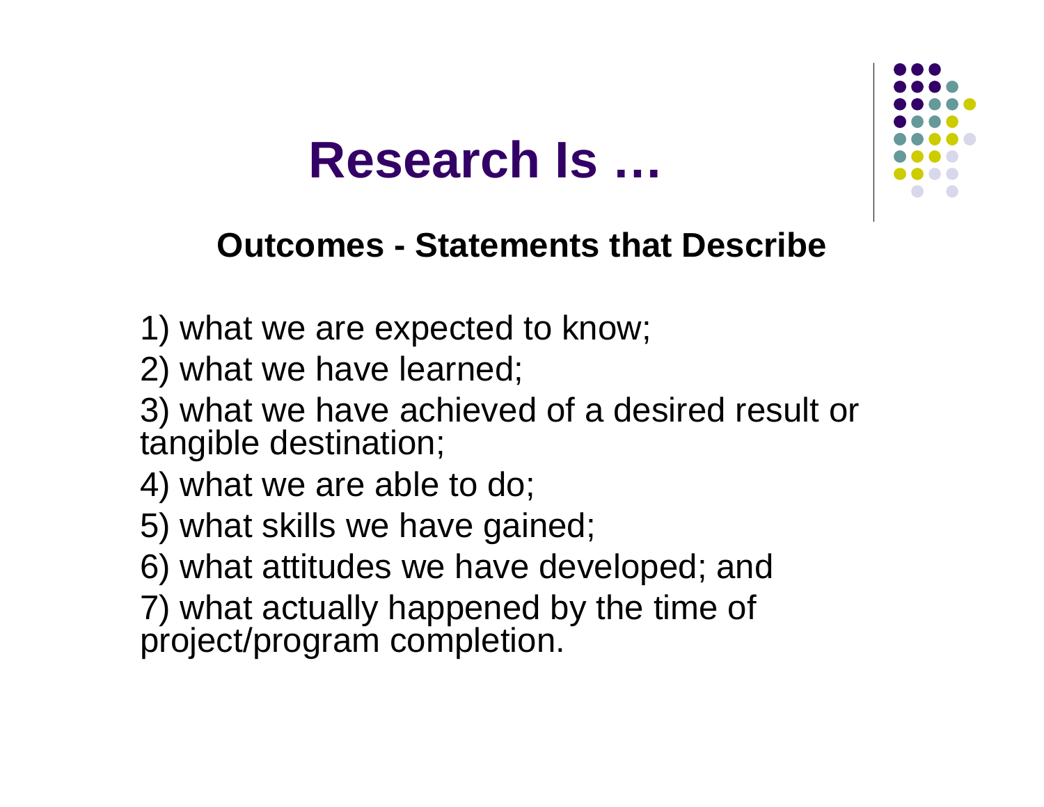# Research Is …

**Outcomes - Statements that Describe**

1) what we are expected to know;

2) what we have learned;

3) what we have achieved of a desired result or tangible destination;

4) what we are able to do;

5) what skills we have gained;

6) what attitudes we have developed; and

7) what actually happened by the time of project/program completion.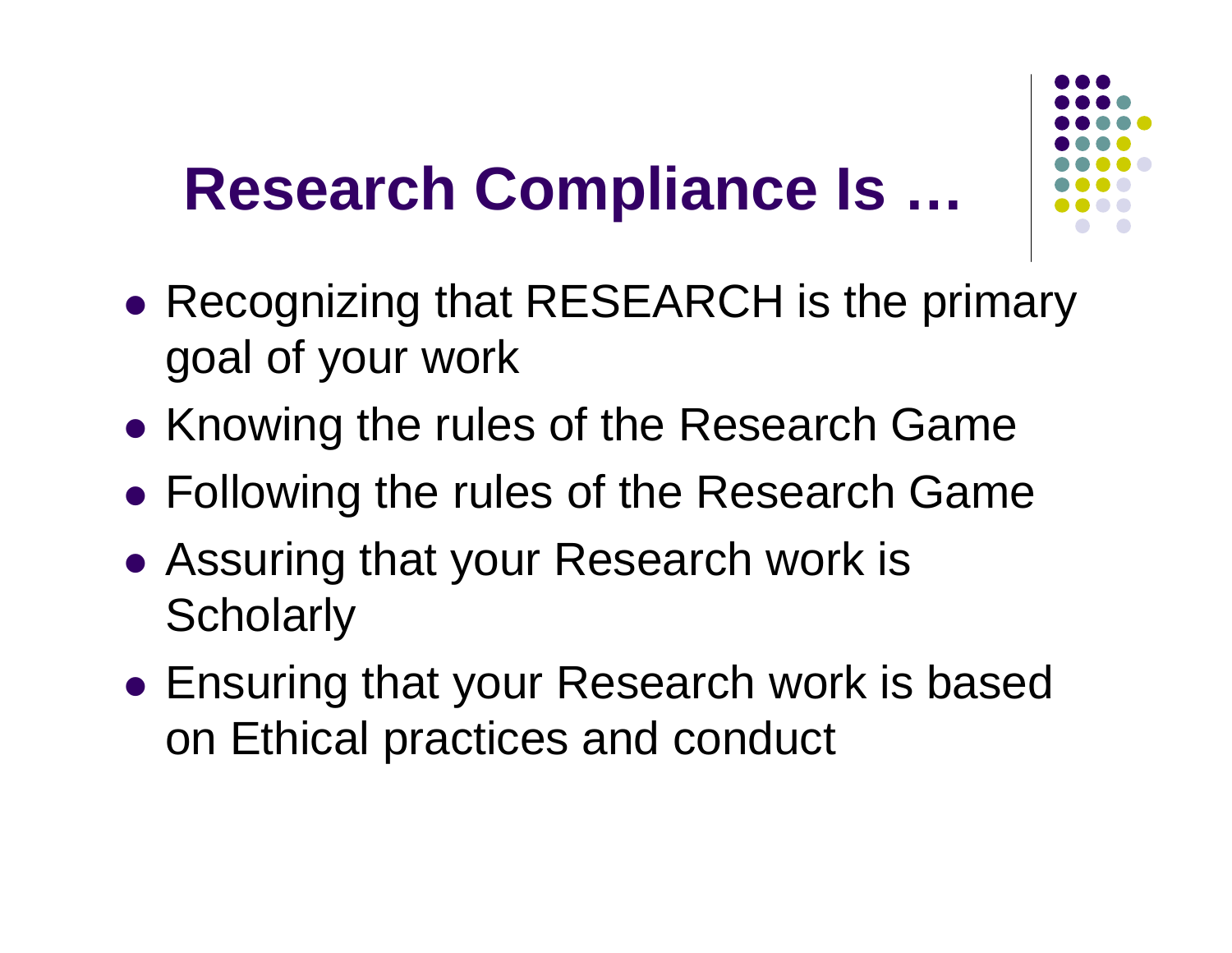# Research Compliance Is …

- Recognizing that RESEARCH is the primary goal of your work
- Knowing the rules of the Research Game
- Following the rules of the Research Game
- Assuring that your Research work is Scholarly
- Ensuring that your Research work is based on Ethical practices and conduct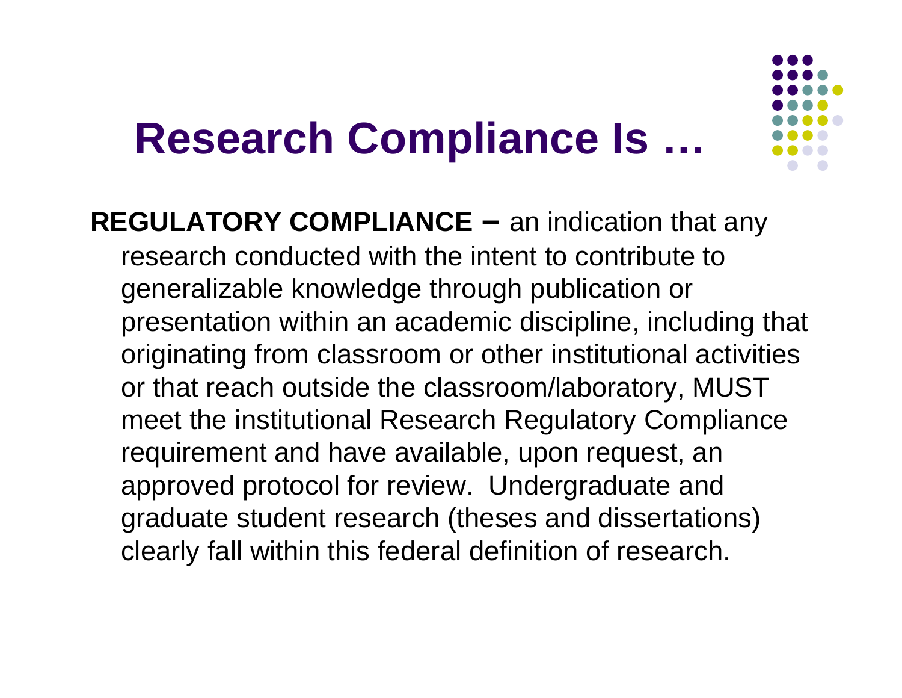# Research Compliance Is …

**REGULATORY COMPLIANCE –** an indication that any research conducted with the intent to contribute to generalizable knowledge through publication or presentation within an academic discipline, including that originating from classroom or other institutional activities or that reach outside the classroom/laboratory, MUST meet the institutional Research Regulatory Compliance requirement and have available, upon request, an approved protocol for review. Undergraduate and graduate student research (theses and dissertations) clearly fall within this federal definition of research.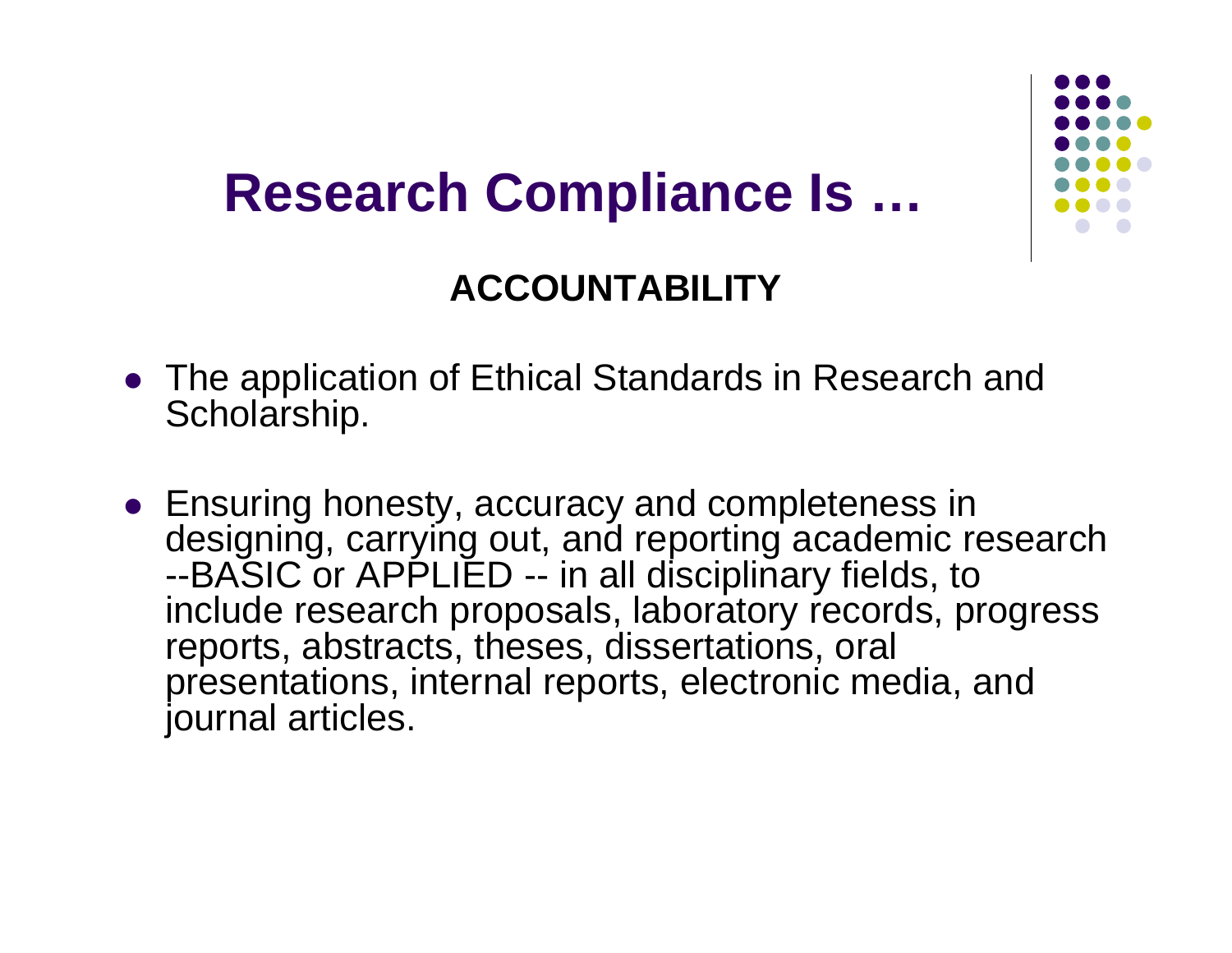# Research Compliance Is …

**ACCOUNTABILITY**

- The application of Ethical Standards in Research and Scholarship.

- Ensuring honesty, accuracy and completeness in designing, carrying out, and reporting academic research --BASIC or APPLIED -- in all disciplinary fields, to include research proposals, laboratory records, progress reports, abstracts, theses, dissertations, oral presentations, internal reports, electronic media, and journal articles.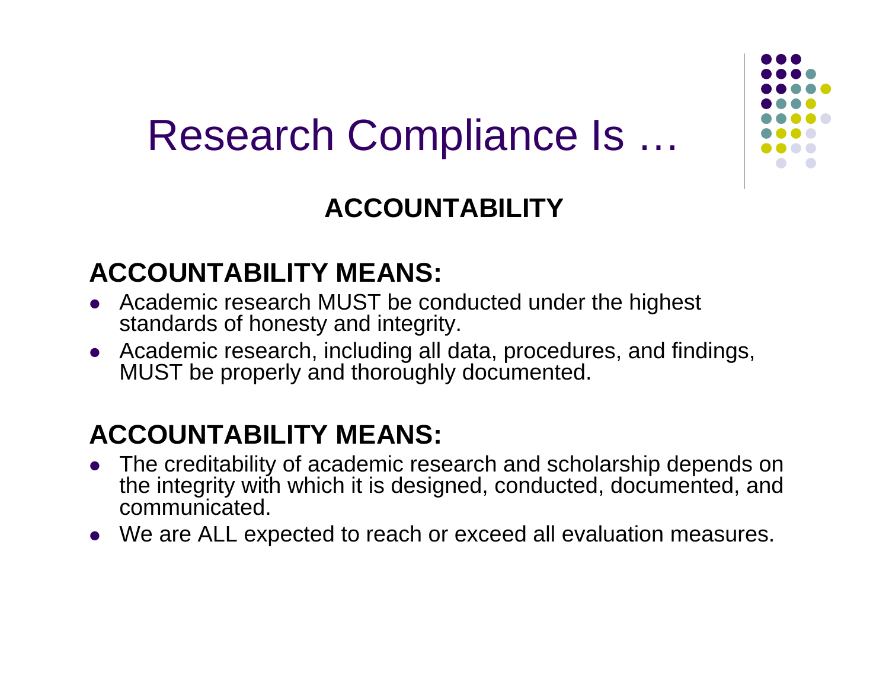# Research Compliance Is …

## ACCOUNTABILITY

### ACCOUNTABILITY MEANS:

- Academic research MUST be conducted under the highest standards of honesty and integrity.
- Academic research, including all data, procedures, and findings, MUST be properly and thoroughly documented.

### ACCOUNTABILITY MEANS:

- The creditability of academic research and scholarship depends on the integrity with which it is designed, conducted, documented, and communicated.
- We are ALL expected to reach or exceed all evaluation measures.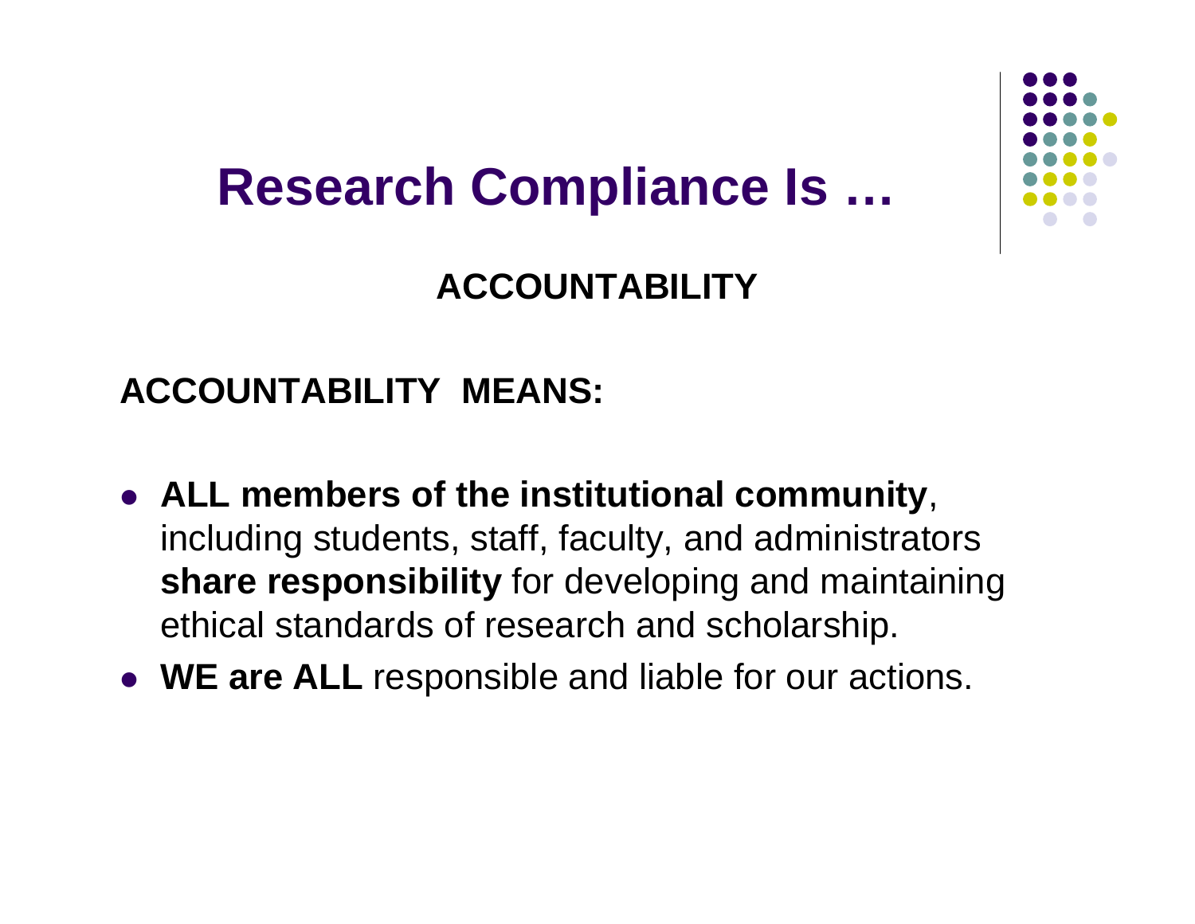# Research Compliance Is …

## ACCOUNTABILITY

**ACCOUNTABILITY MEANS:**

- **ALL members of the institutional community**, including students, staff, faculty, and administrators **share responsibility** for developing and maintaining ethical standards of research and scholarship.
- **WE are ALL** responsible and liable for our actions.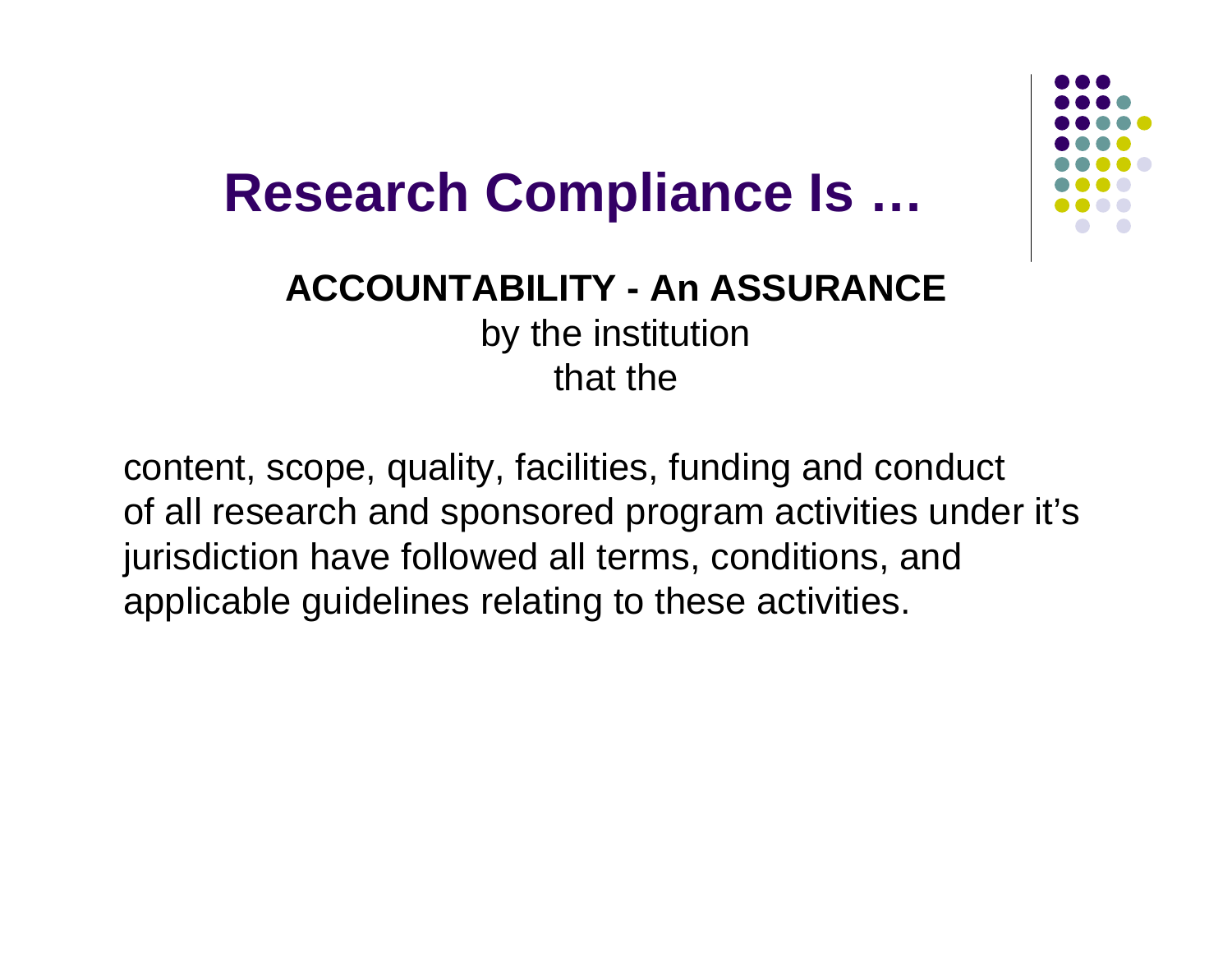# Research Compliance Is …

**ACCOUNTABILITY - An ASSURANCE**
by the institution
that the

content, scope, quality, facilities, funding and conduct of all research and sponsored program activities under it's jurisdiction have followed all terms, conditions, and applicable guidelines relating to these activities.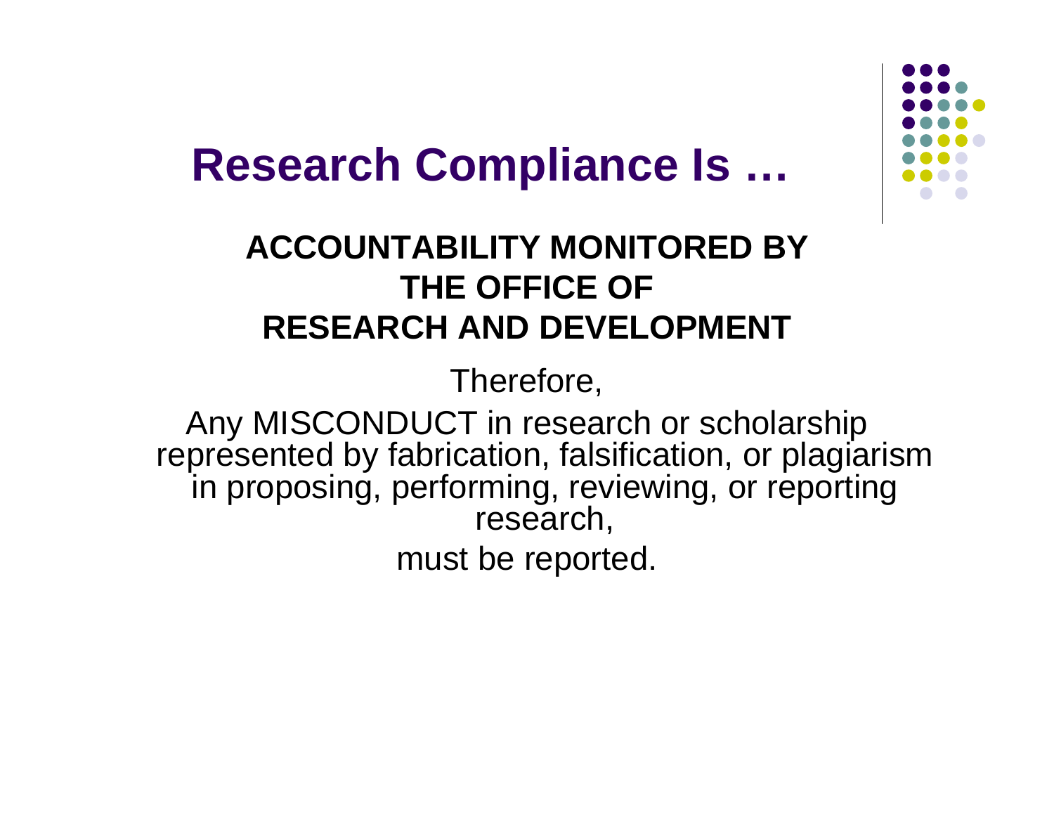# Research Compliance Is …

**ACCOUNTABILITY MONITORED BY THE OFFICE OF RESEARCH AND DEVELOPMENT**

Therefore,

Any MISCONDUCT in research or scholarship represented by fabrication, falsification, or plagiarism in proposing, performing, reviewing, or reporting research,

must be reported.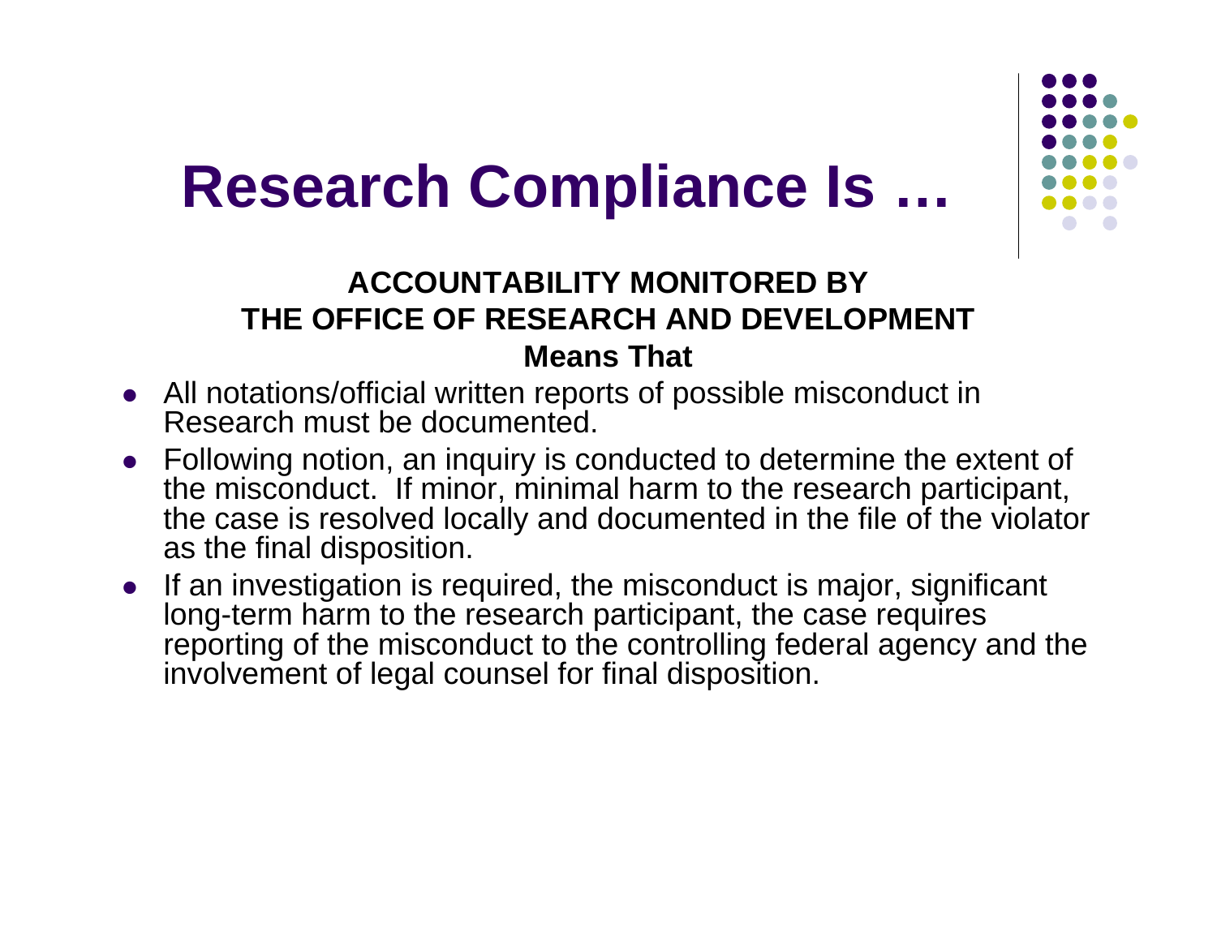# Research Compliance Is …

**ACCOUNTABILITY MONITORED BY THE OFFICE OF RESEARCH AND DEVELOPMENT**
**Means That**

- All notations/official written reports of possible misconduct in Research must be documented.
- Following notion, an inquiry is conducted to determine the extent of the misconduct. If minor, minimal harm to the research participant, the case is resolved locally and documented in the file of the violator as the final disposition.
- If an investigation is required, the misconduct is major, significant long-term harm to the research participant, the case requires reporting of the misconduct to the controlling federal agency and the involvement of legal counsel for final disposition.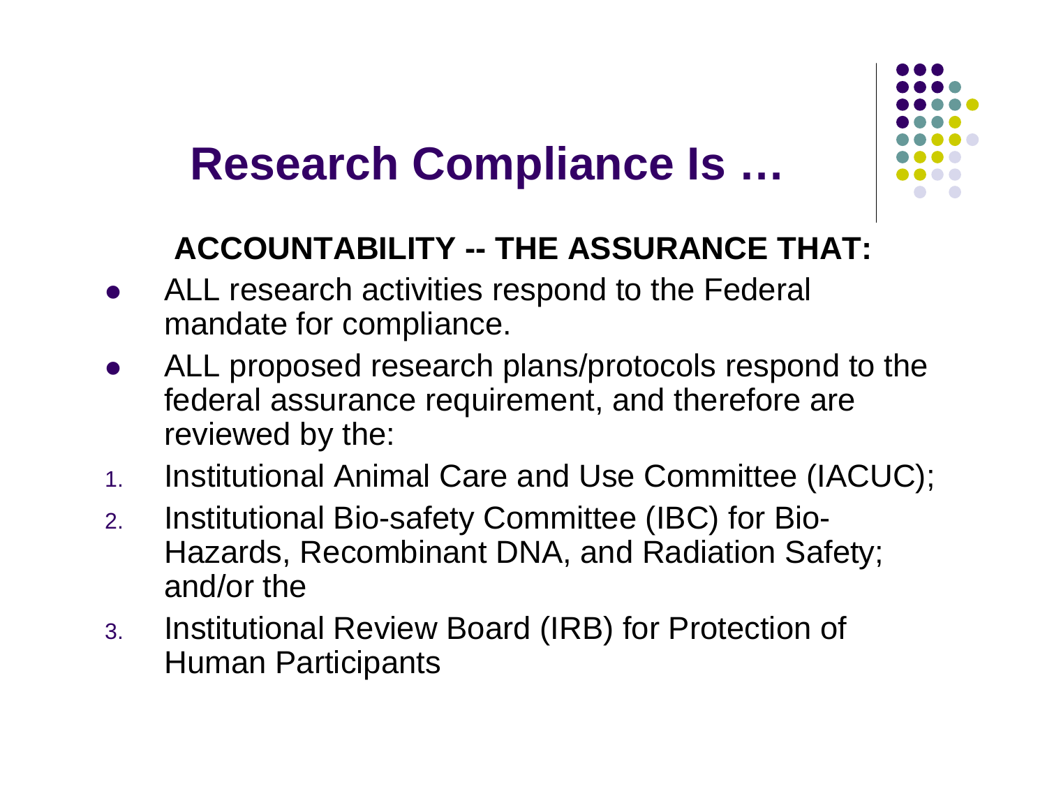# Research Compliance Is …

**ACCOUNTABILITY -- THE ASSURANCE THAT:**

- ALL research activities respond to the Federal mandate for compliance.
- ALL proposed research plans/protocols respond to the federal assurance requirement, and therefore are reviewed by the:

1. Institutional Animal Care and Use Committee (IACUC);
2. Institutional Bio-safety Committee (IBC) for Bio-Hazards, Recombinant DNA, and Radiation Safety; and/or the
3. Institutional Review Board (IRB) for Protection of Human Participants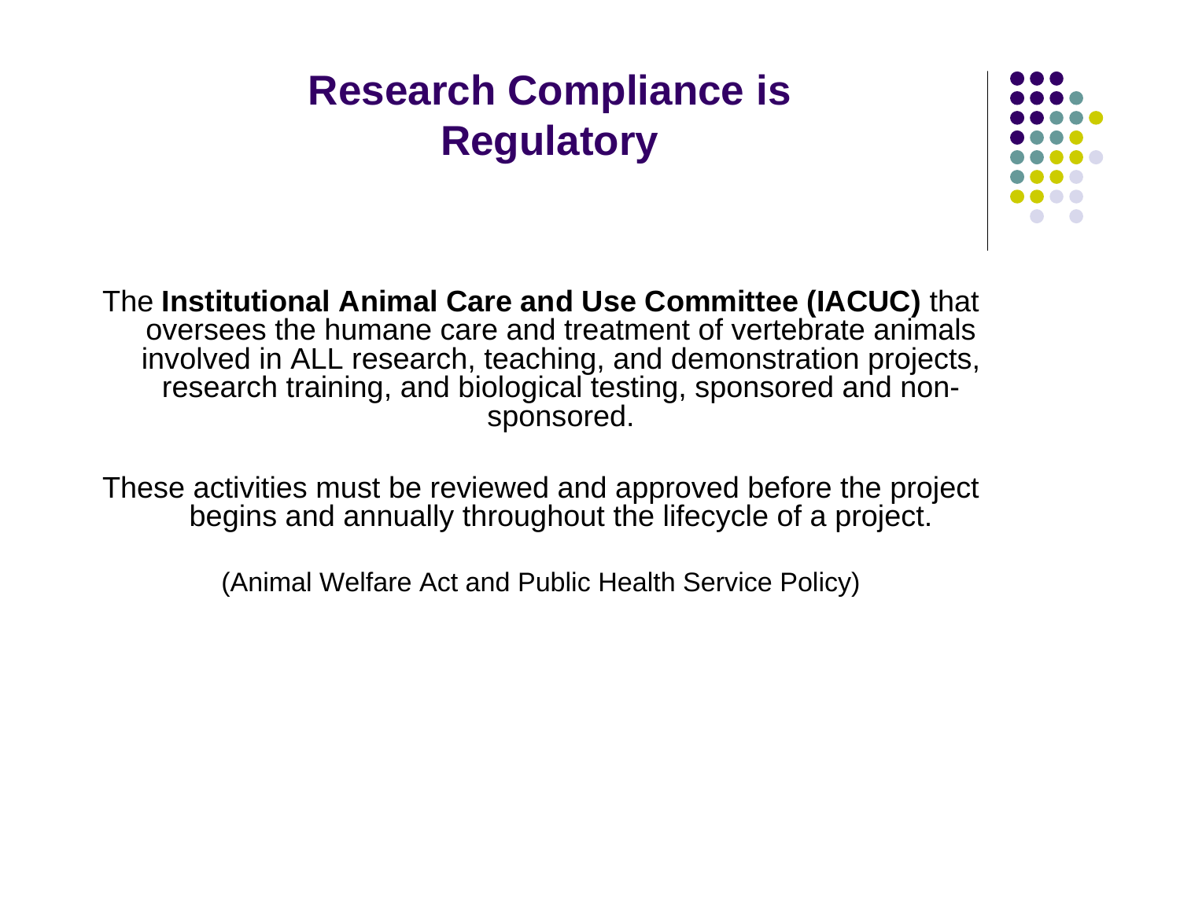# Research Compliance is Regulatory

The **Institutional Animal Care and Use Committee (IACUC)** that oversees the humane care and treatment of vertebrate animals involved in ALL research, teaching, and demonstration projects, research training, and biological testing, sponsored and non-sponsored.

These activities must be reviewed and approved before the project begins and annually throughout the lifecycle of a project.

(Animal Welfare Act and Public Health Service Policy)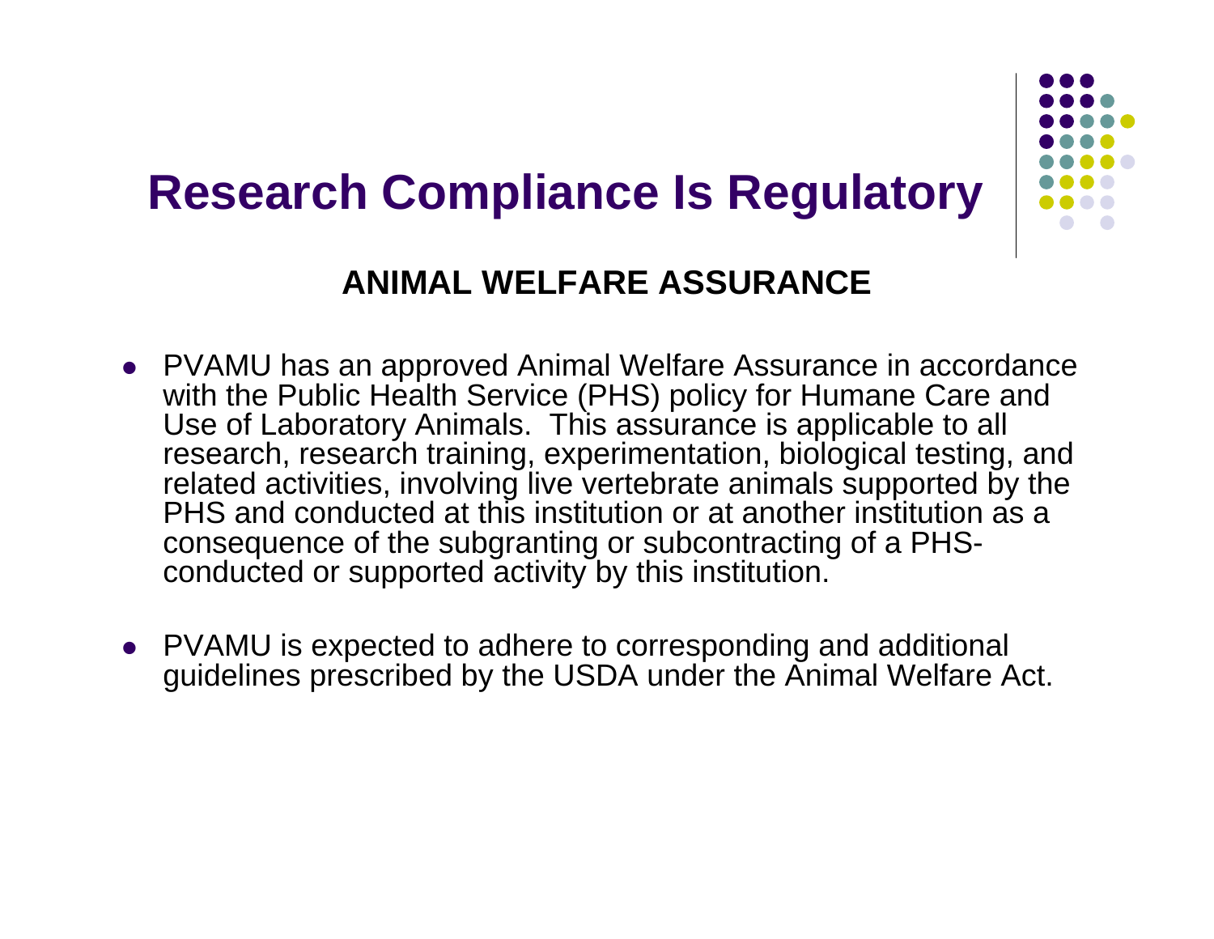# Research Compliance Is Regulatory

## ANIMAL WELFARE ASSURANCE

- PVAMU has an approved Animal Welfare Assurance in accordance with the Public Health Service (PHS) policy for Humane Care and Use of Laboratory Animals. This assurance is applicable to all research, research training, experimentation, biological testing, and related activities, involving live vertebrate animals supported by the PHS and conducted at this institution or at another institution as a consequence of the subgranting or subcontracting of a PHS-conducted or supported activity by this institution.

- PVAMU is expected to adhere to corresponding and additional guidelines prescribed by the USDA under the Animal Welfare Act.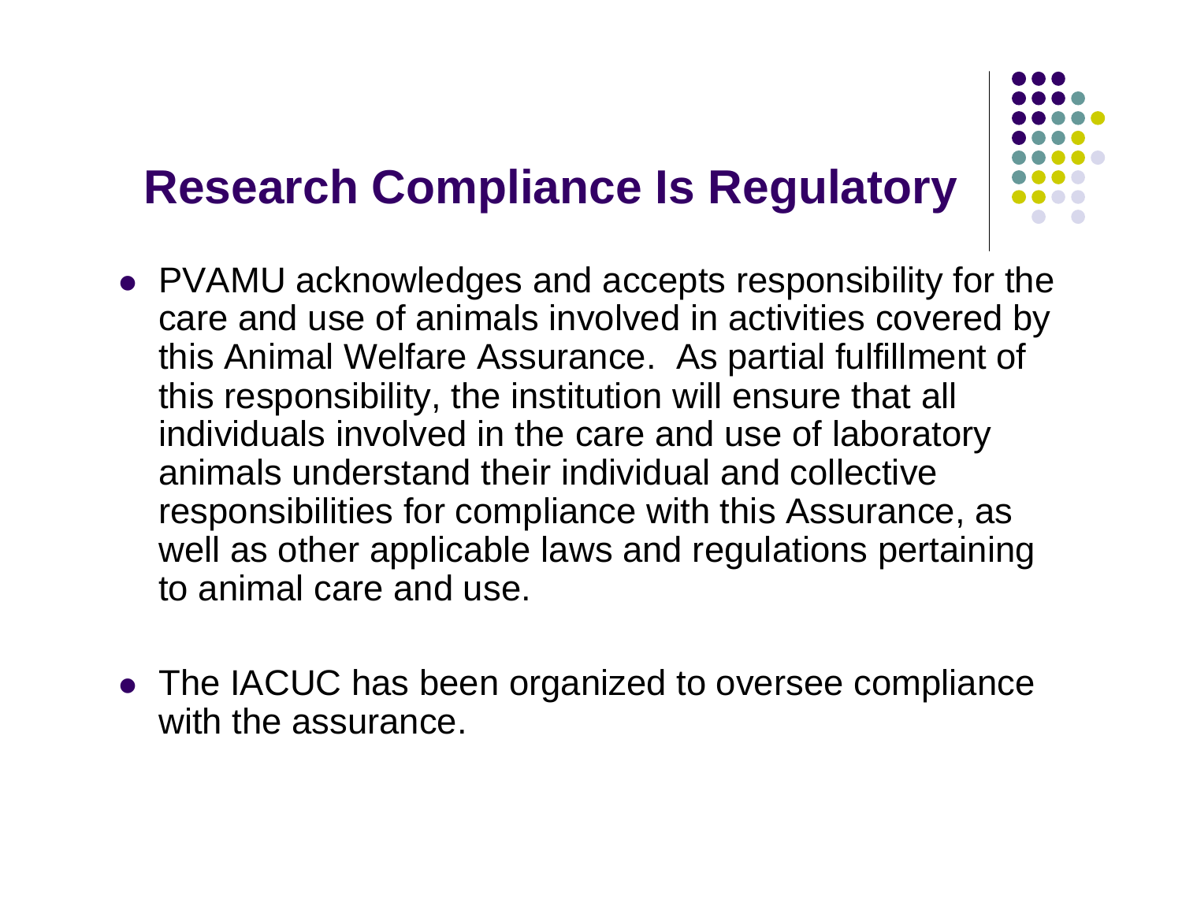# Research Compliance Is Regulatory

- PVAMU acknowledges and accepts responsibility for the care and use of animals involved in activities covered by this Animal Welfare Assurance. As partial fulfillment of this responsibility, the institution will ensure that all individuals involved in the care and use of laboratory animals understand their individual and collective responsibilities for compliance with this Assurance, as well as other applicable laws and regulations pertaining to animal care and use.

- The IACUC has been organized to oversee compliance with the assurance.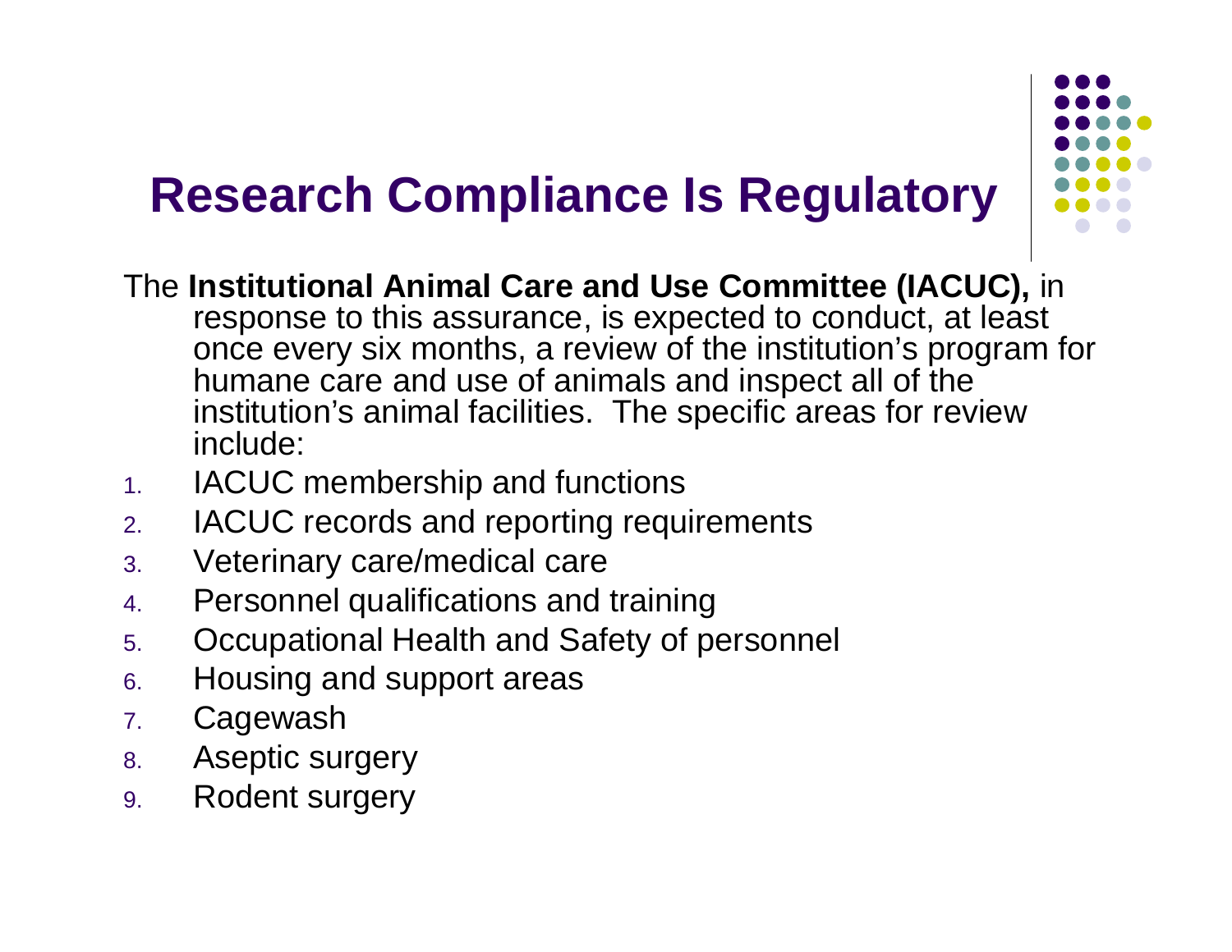# Research Compliance Is Regulatory

The **Institutional Animal Care and Use Committee (IACUC),** in response to this assurance, is expected to conduct, at least once every six months, a review of the institution's program for humane care and use of animals and inspect all of the institution's animal facilities. The specific areas for review include:

1. IACUC membership and functions
2. IACUC records and reporting requirements
3. Veterinary care/medical care
4. Personnel qualifications and training
5. Occupational Health and Safety of personnel
6. Housing and support areas
7. Cagewash
8. Aseptic surgery
9. Rodent surgery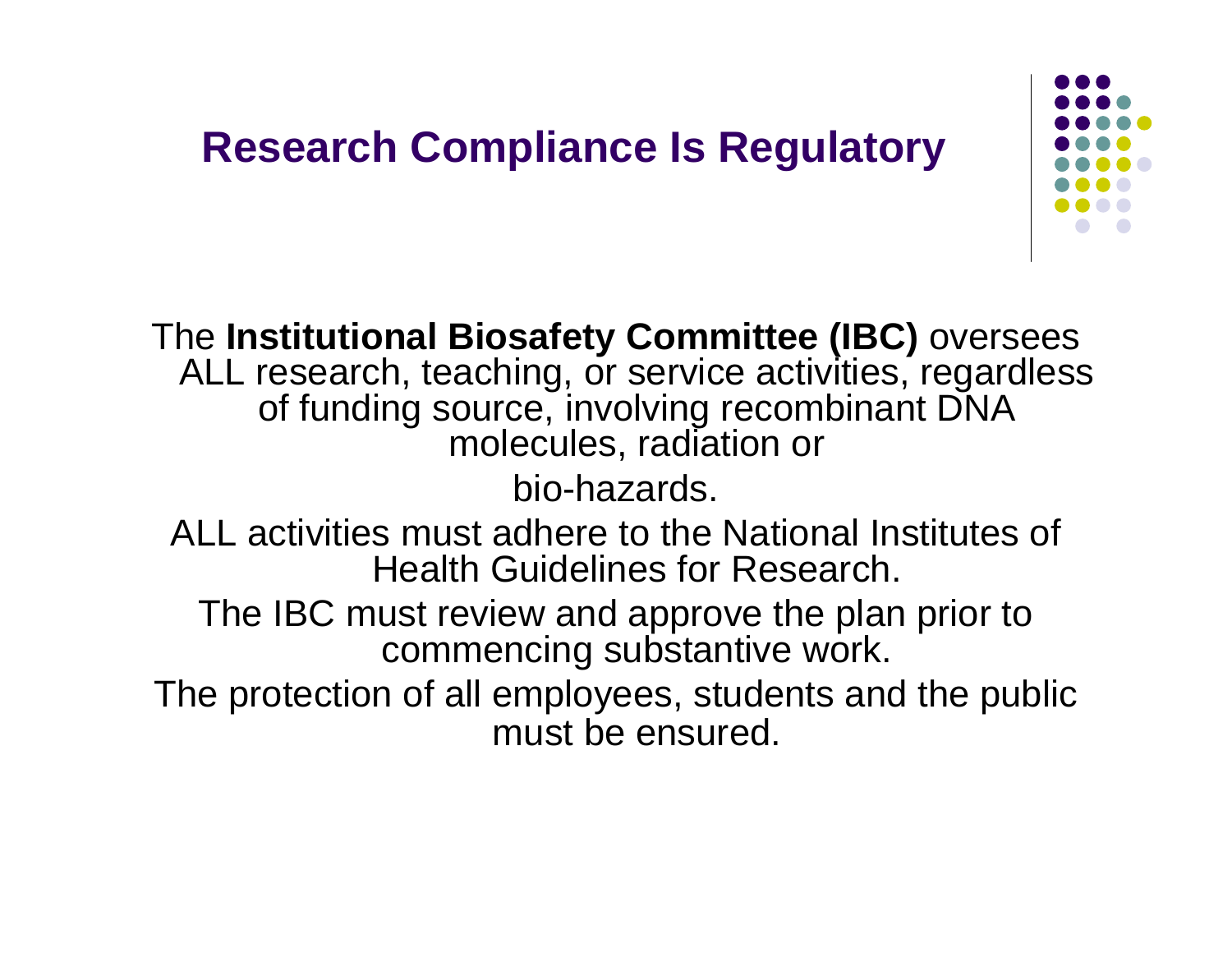# Research Compliance Is Regulatory

The **Institutional Biosafety Committee (IBC)** oversees ALL research, teaching, or service activities, regardless of funding source, involving recombinant DNA molecules, radiation or

bio-hazards.

ALL activities must adhere to the National Institutes of Health Guidelines for Research.

The IBC must review and approve the plan prior to commencing substantive work.

The protection of all employees, students and the public must be ensured.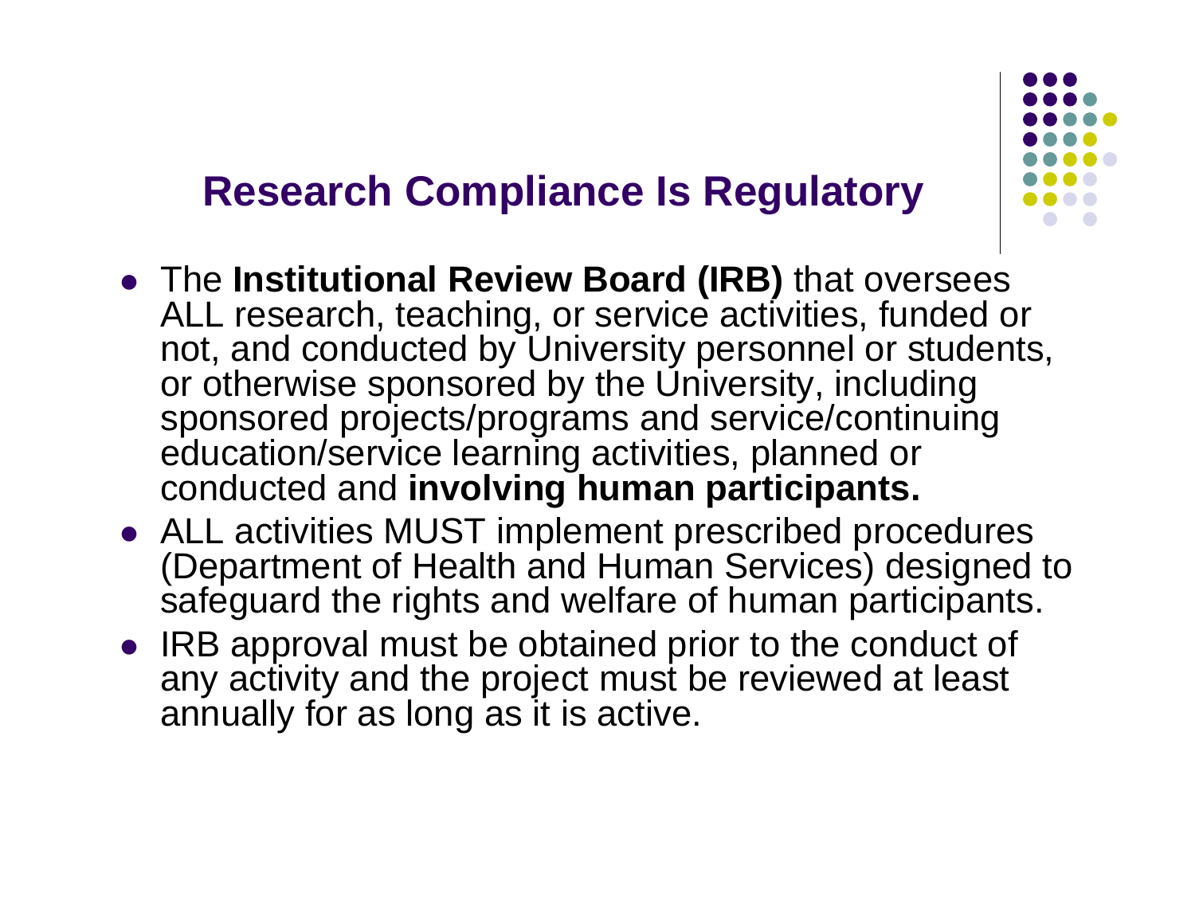## Research Compliance Is Regulatory

- The **Institutional Review Board (IRB)** that oversees ALL research, teaching, or service activities, funded or not, and conducted by University personnel or students, or otherwise sponsored by the University, including sponsored projects/programs and service/continuing education/service learning activities, planned or conducted and **involving human participants.**
- ALL activities MUST implement prescribed procedures (Department of Health and Human Services) designed to safeguard the rights and welfare of human participants.
- IRB approval must be obtained prior to the conduct of any activity and the project must be reviewed at least annually for as long as it is active.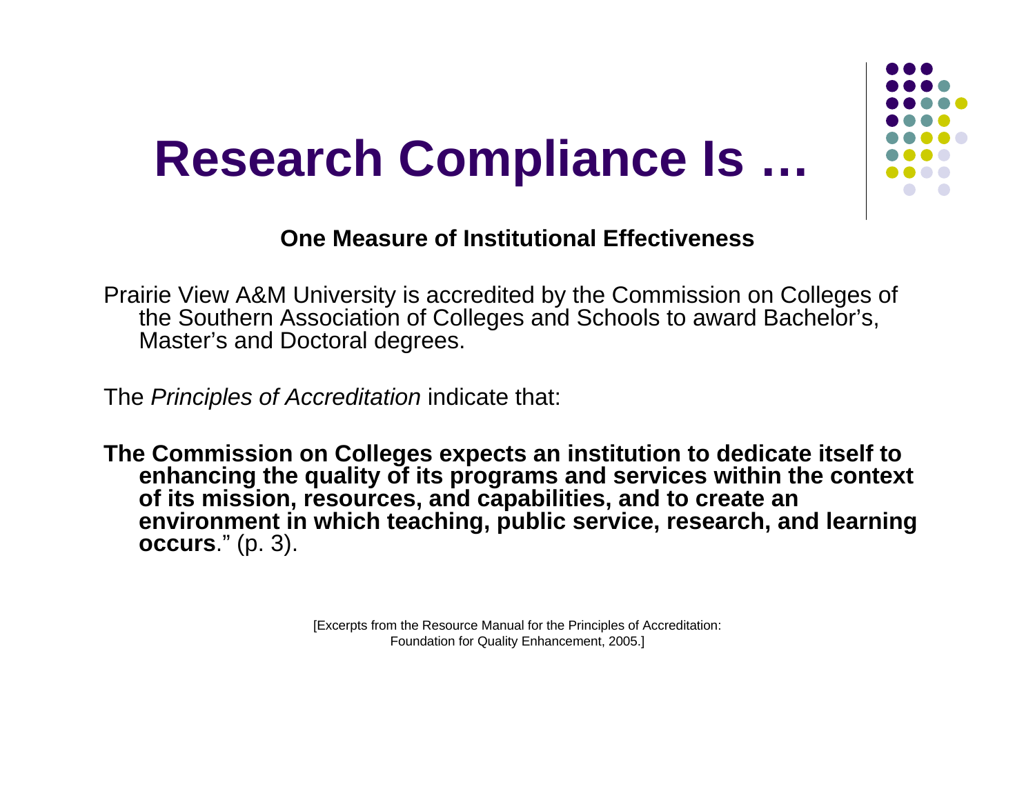# Research Compliance Is …

**One Measure of Institutional Effectiveness**

Prairie View A&M University is accredited by the Commission on Colleges of the Southern Association of Colleges and Schools to award Bachelor's, Master's and Doctoral degrees.

The *Principles of Accreditation* indicate that:

**The Commission on Colleges expects an institution to dedicate itself to enhancing the quality of its programs and services within the context of its mission, resources, and capabilities, and to create an environment in which teaching, public service, research, and learning occurs**." (p. 3).

[Excerpts from the Resource Manual for the Principles of Accreditation: Foundation for Quality Enhancement, 2005.]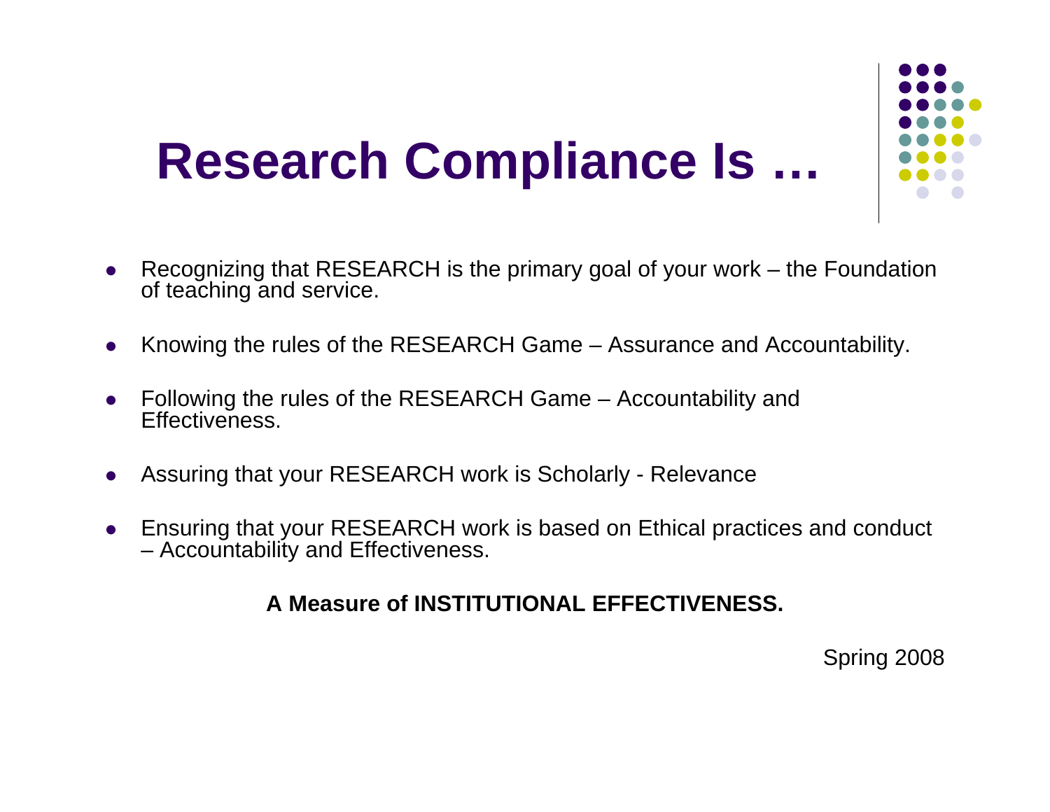# Research Compliance Is …

- Recognizing that RESEARCH is the primary goal of your work – the Foundation of teaching and service.
- Knowing the rules of the RESEARCH Game – Assurance and Accountability.
- Following the rules of the RESEARCH Game – Accountability and Effectiveness.
- Assuring that your RESEARCH work is Scholarly - Relevance
- Ensuring that your RESEARCH work is based on Ethical practices and conduct – Accountability and Effectiveness.

**A Measure of INSTITUTIONAL EFFECTIVENESS.**

Spring 2008